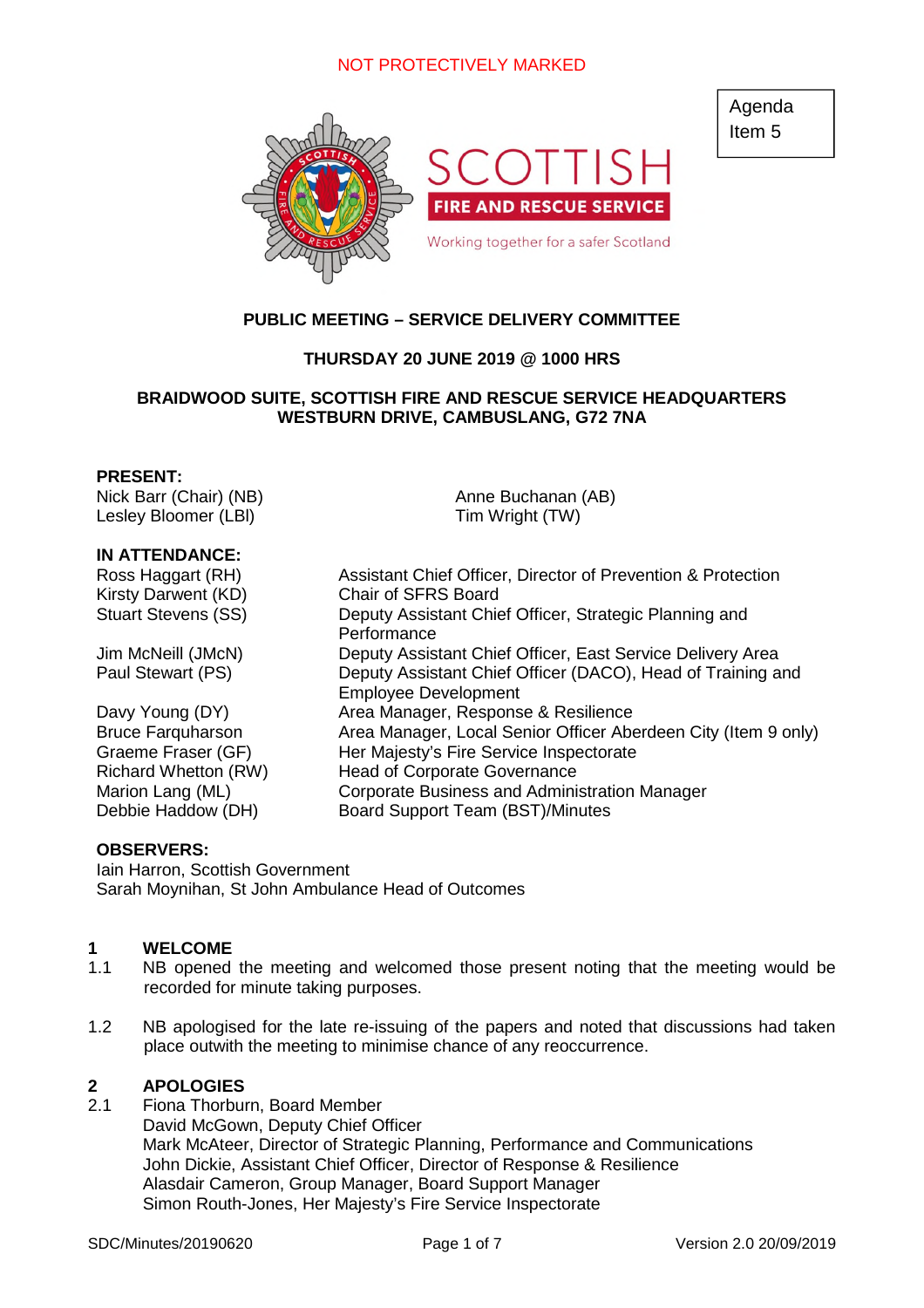NOT PROTECTIVELY MARKED

Agenda Item 5

SCOTTISH FIRE AND RESCUE SERVICE

Working together for a safer Scotland

**PUBLIC MEETING – SERVICE DELIVERY COMMITTEE**

**THURSDAY 20 JUNE 2019 @ 1000 HRS**

**BRAIDWOOD SUITE, SCOTTISH FIRE AND RESCUE SERVICE HEADQUARTERS WESTBURN DRIVE, CAMBUSLANG, G72 7NA**

**PRESENT:**

Nick Barr (Chair) (NB)
Lesley Bloomer (LBl)
Anne Buchanan (AB)
Tim Wright (TW)

**IN ATTENDANCE:**

| | |
|---|---|
| Ross Haggart (RH) | Assistant Chief Officer, Director of Prevention & Protection |
| Kirsty Darwent (KD) | Chair of SFRS Board |
| Stuart Stevens (SS) | Deputy Assistant Chief Officer, Strategic Planning and Performance |
| Jim McNeill (JMcN) | Deputy Assistant Chief Officer, East Service Delivery Area |
| Paul Stewart (PS) | Deputy Assistant Chief Officer (DACO), Head of Training and Employee Development |
| Davy Young (DY) | Area Manager, Response & Resilience |
| Bruce Farquharson | Area Manager, Local Senior Officer Aberdeen City (Item 9 only) |
| Graeme Fraser (GF) | Her Majesty's Fire Service Inspectorate |
| Richard Whetton (RW) | Head of Corporate Governance |
| Marion Lang (ML) | Corporate Business and Administration Manager |
| Debbie Haddow (DH) | Board Support Team (BST)/Minutes |

**OBSERVERS:**

Iain Harron, Scottish Government
Sarah Moynihan, St John Ambulance Head of Outcomes

## 1 WELCOME

1.1 NB opened the meeting and welcomed those present noting that the meeting would be recorded for minute taking purposes.

1.2 NB apologised for the late re-issuing of the papers and noted that discussions had taken place outwith the meeting to minimise chance of any reoccurrence.

## 2 APOLOGIES

2.1 Fiona Thorburn, Board Member
David McGown, Deputy Chief Officer
Mark McAteer, Director of Strategic Planning, Performance and Communications
John Dickie, Assistant Chief Officer, Director of Response & Resilience
Alasdair Cameron, Group Manager, Board Support Manager
Simon Routh-Jones, Her Majesty's Fire Service Inspectorate

SDC/Minutes/20190620 Version 2.0 20/09/2019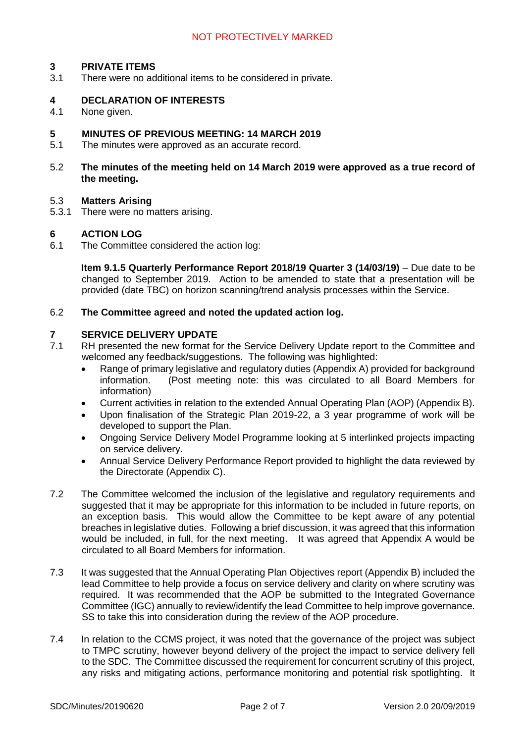## 3 PRIVATE ITEMS

3.1 There were no additional items to be considered in private.

## 4 DECLARATION OF INTERESTS

4.1 None given.

## 5 MINUTES OF PREVIOUS MEETING: 14 MARCH 2019

5.1 The minutes were approved as an accurate record.

5.2 **The minutes of the meeting held on 14 March 2019 were approved as a true record of the meeting.**

5.3 **Matters Arising**

5.3.1 There were no matters arising.

## 6 ACTION LOG

6.1 The Committee considered the action log:

**Item 9.1.5 Quarterly Performance Report 2018/19 Quarter 3 (14/03/19)** – Due date to be changed to September 2019. Action to be amended to state that a presentation will be provided (date TBC) on horizon scanning/trend analysis processes within the Service.

6.2 **The Committee agreed and noted the updated action log.**

## 7 SERVICE DELIVERY UPDATE

7.1 RH presented the new format for the Service Delivery Update report to the Committee and welcomed any feedback/suggestions. The following was highlighted:

- Range of primary legislative and regulatory duties (Appendix A) provided for background information. (Post meeting note: this was circulated to all Board Members for information)
- Current activities in relation to the extended Annual Operating Plan (AOP) (Appendix B).
- Upon finalisation of the Strategic Plan 2019-22, a 3 year programme of work will be developed to support the Plan.
- Ongoing Service Delivery Model Programme looking at 5 interlinked projects impacting on service delivery.
- Annual Service Delivery Performance Report provided to highlight the data reviewed by the Directorate (Appendix C).

7.2 The Committee welcomed the inclusion of the legislative and regulatory requirements and suggested that it may be appropriate for this information to be included in future reports, on an exception basis. This would allow the Committee to be kept aware of any potential breaches in legislative duties. Following a brief discussion, it was agreed that this information would be included, in full, for the next meeting. It was agreed that Appendix A would be circulated to all Board Members for information.

7.3 It was suggested that the Annual Operating Plan Objectives report (Appendix B) included the lead Committee to help provide a focus on service delivery and clarity on where scrutiny was required. It was recommended that the AOP be submitted to the Integrated Governance Committee (IGC) annually to review/identify the lead Committee to help improve governance. SS to take this into consideration during the review of the AOP procedure.

7.4 In relation to the CCMS project, it was noted that the governance of the project was subject to TMPC scrutiny, however beyond delivery of the project the impact to service delivery fell to the SDC. The Committee discussed the requirement for concurrent scrutiny of this project, any risks and mitigating actions, performance monitoring and potential risk spotlighting. It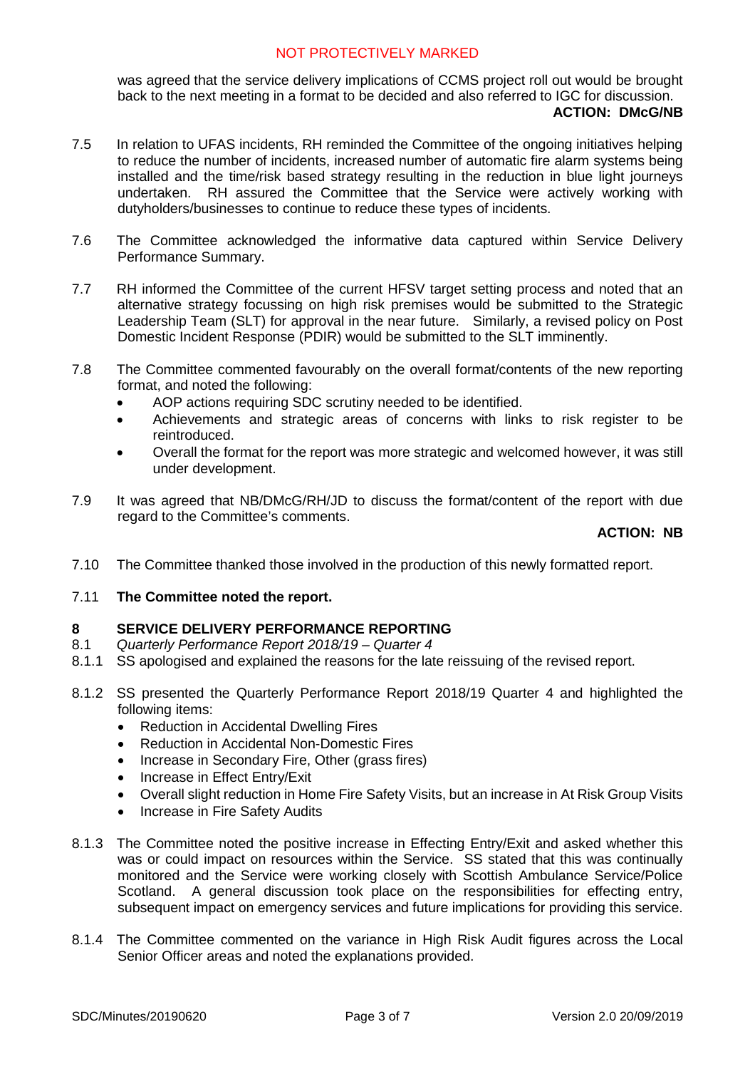was agreed that the service delivery implications of CCMS project roll out would be brought back to the next meeting in a format to be decided and also referred to IGC for discussion.

**ACTION: DMcG/NB**

7.5 In relation to UFAS incidents, RH reminded the Committee of the ongoing initiatives helping to reduce the number of incidents, increased number of automatic fire alarm systems being installed and the time/risk based strategy resulting in the reduction in blue light journeys undertaken. RH assured the Committee that the Service were actively working with dutyholders/businesses to continue to reduce these types of incidents.

7.6 The Committee acknowledged the informative data captured within Service Delivery Performance Summary.

7.7 RH informed the Committee of the current HFSV target setting process and noted that an alternative strategy focussing on high risk premises would be submitted to the Strategic Leadership Team (SLT) for approval in the near future. Similarly, a revised policy on Post Domestic Incident Response (PDIR) would be submitted to the SLT imminently.

7.8 The Committee commented favourably on the overall format/contents of the new reporting format, and noted the following:

- AOP actions requiring SDC scrutiny needed to be identified.
- Achievements and strategic areas of concerns with links to risk register to be reintroduced.
- Overall the format for the report was more strategic and welcomed however, it was still under development.

7.9 It was agreed that NB/DMcG/RH/JD to discuss the format/content of the report with due regard to the Committee's comments.

**ACTION: NB**

7.10 The Committee thanked those involved in the production of this newly formatted report.

7.11 **The Committee noted the report.**

## 8 SERVICE DELIVERY PERFORMANCE REPORTING

8.1 *Quarterly Performance Report 2018/19 – Quarter 4*

8.1.1 SS apologised and explained the reasons for the late reissuing of the revised report.

8.1.2 SS presented the Quarterly Performance Report 2018/19 Quarter 4 and highlighted the following items:

- Reduction in Accidental Dwelling Fires
- Reduction in Accidental Non-Domestic Fires
- Increase in Secondary Fire, Other (grass fires)
- Increase in Effect Entry/Exit
- Overall slight reduction in Home Fire Safety Visits, but an increase in At Risk Group Visits
- Increase in Fire Safety Audits

8.1.3 The Committee noted the positive increase in Effecting Entry/Exit and asked whether this was or could impact on resources within the Service. SS stated that this was continually monitored and the Service were working closely with Scottish Ambulance Service/Police Scotland. A general discussion took place on the responsibilities for effecting entry, subsequent impact on emergency services and future implications for providing this service.

8.1.4 The Committee commented on the variance in High Risk Audit figures across the Local Senior Officer areas and noted the explanations provided.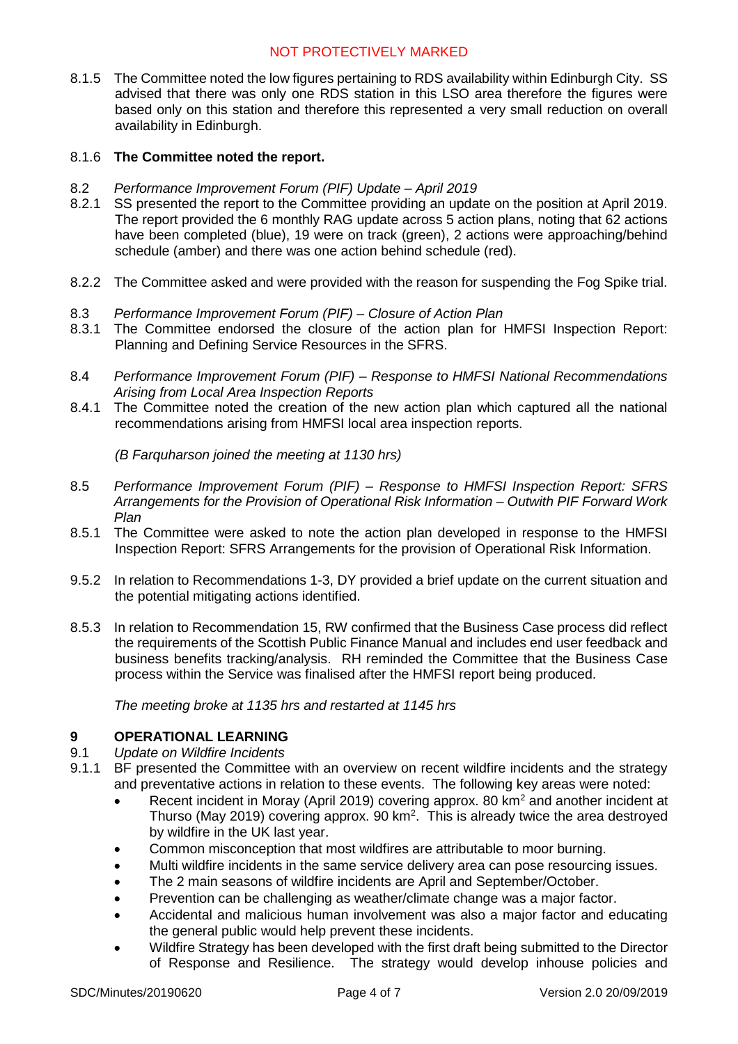8.1.5 The Committee noted the low figures pertaining to RDS availability within Edinburgh City. SS advised that there was only one RDS station in this LSO area therefore the figures were based only on this station and therefore this represented a very small reduction on overall availability in Edinburgh.

8.1.6 **The Committee noted the report.**

8.2 *Performance Improvement Forum (PIF) Update – April 2019*

8.2.1 SS presented the report to the Committee providing an update on the position at April 2019. The report provided the 6 monthly RAG update across 5 action plans, noting that 62 actions have been completed (blue), 19 were on track (green), 2 actions were approaching/behind schedule (amber) and there was one action behind schedule (red).

8.2.2 The Committee asked and were provided with the reason for suspending the Fog Spike trial.

8.3 *Performance Improvement Forum (PIF) – Closure of Action Plan*

8.3.1 The Committee endorsed the closure of the action plan for HMFSI Inspection Report: Planning and Defining Service Resources in the SFRS.

8.4 *Performance Improvement Forum (PIF) – Response to HMFSI National Recommendations Arising from Local Area Inspection Reports*

8.4.1 The Committee noted the creation of the new action plan which captured all the national recommendations arising from HMFSI local area inspection reports.

*(B Farquharson joined the meeting at 1130 hrs)*

8.5 *Performance Improvement Forum (PIF) – Response to HMFSI Inspection Report: SFRS Arrangements for the Provision of Operational Risk Information – Outwith PIF Forward Work Plan*

8.5.1 The Committee were asked to note the action plan developed in response to the HMFSI Inspection Report: SFRS Arrangements for the provision of Operational Risk Information.

9.5.2 In relation to Recommendations 1-3, DY provided a brief update on the current situation and the potential mitigating actions identified.

8.5.3 In relation to Recommendation 15, RW confirmed that the Business Case process did reflect the requirements of the Scottish Public Finance Manual and includes end user feedback and business benefits tracking/analysis. RH reminded the Committee that the Business Case process within the Service was finalised after the HMFSI report being produced.

*The meeting broke at 1135 hrs and restarted at 1145 hrs*

## 9 OPERATIONAL LEARNING

9.1 *Update on Wildfire Incidents*

9.1.1 BF presented the Committee with an overview on recent wildfire incidents and the strategy and preventative actions in relation to these events. The following key areas were noted:

- Recent incident in Moray (April 2019) covering approx. 80 km$^2$ and another incident at Thurso (May 2019) covering approx. 90 km$^2$. This is already twice the area destroyed by wildfire in the UK last year.
- Common misconception that most wildfires are attributable to moor burning.
- Multi wildfire incidents in the same service delivery area can pose resourcing issues.
- The 2 main seasons of wildfire incidents are April and September/October.
- Prevention can be challenging as weather/climate change was a major factor.
- Accidental and malicious human involvement was also a major factor and educating the general public would help prevent these incidents.
- Wildfire Strategy has been developed with the first draft being submitted to the Director of Response and Resilience. The strategy would develop inhouse policies and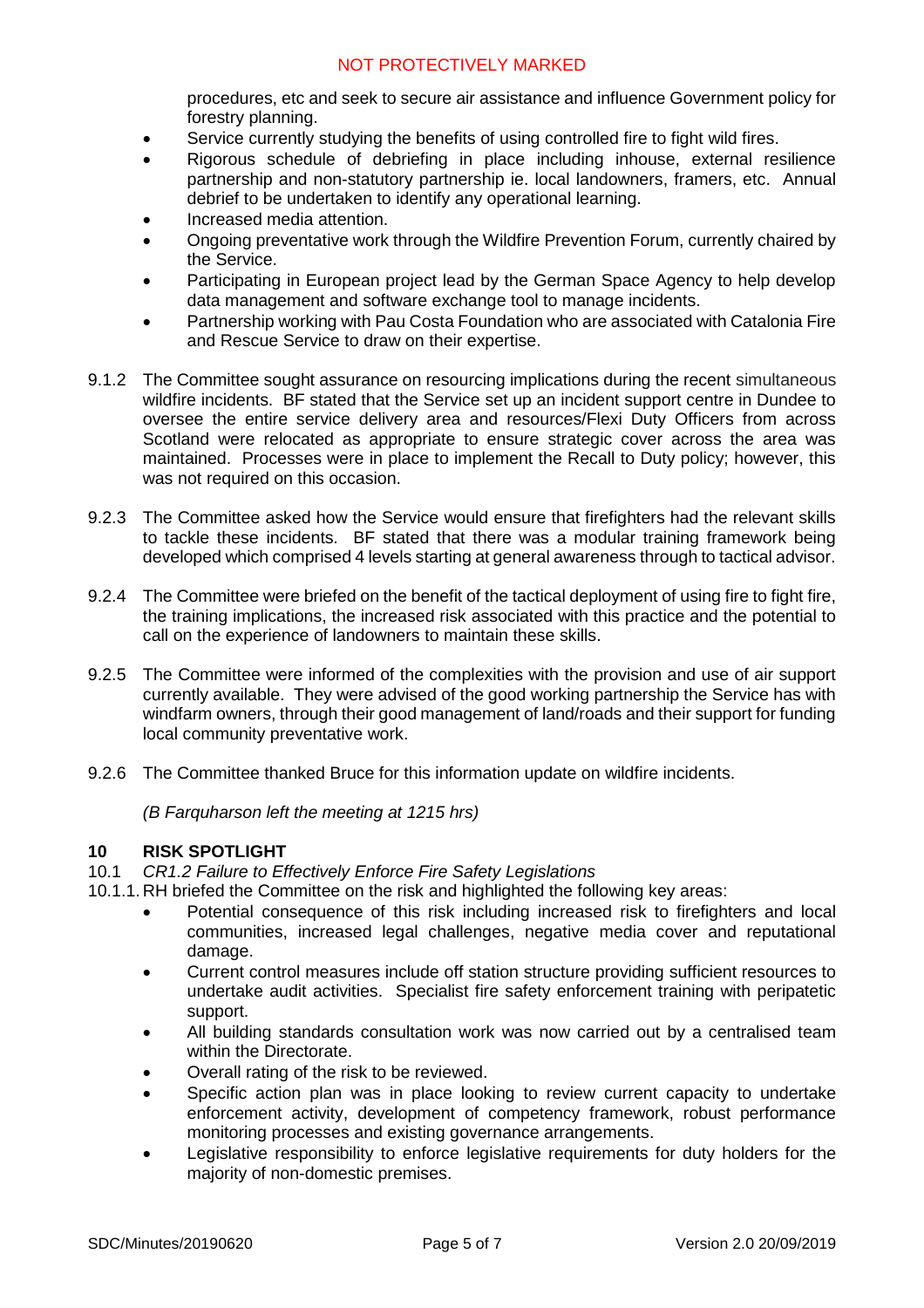procedures, etc and seek to secure air assistance and influence Government policy for forestry planning.

- Service currently studying the benefits of using controlled fire to fight wild fires.
- Rigorous schedule of debriefing in place including inhouse, external resilience partnership and non-statutory partnership ie. local landowners, framers, etc. Annual debrief to be undertaken to identify any operational learning.
- Increased media attention.
- Ongoing preventative work through the Wildfire Prevention Forum, currently chaired by the Service.
- Participating in European project lead by the German Space Agency to help develop data management and software exchange tool to manage incidents.
- Partnership working with Pau Costa Foundation who are associated with Catalonia Fire and Rescue Service to draw on their expertise.

9.1.2 The Committee sought assurance on resourcing implications during the recent simultaneous wildfire incidents. BF stated that the Service set up an incident support centre in Dundee to oversee the entire service delivery area and resources/Flexi Duty Officers from across Scotland were relocated as appropriate to ensure strategic cover across the area was maintained. Processes were in place to implement the Recall to Duty policy; however, this was not required on this occasion.

9.2.3 The Committee asked how the Service would ensure that firefighters had the relevant skills to tackle these incidents. BF stated that there was a modular training framework being developed which comprised 4 levels starting at general awareness through to tactical advisor.

9.2.4 The Committee were briefed on the benefit of the tactical deployment of using fire to fight fire, the training implications, the increased risk associated with this practice and the potential to call on the experience of landowners to maintain these skills.

9.2.5 The Committee were informed of the complexities with the provision and use of air support currently available. They were advised of the good working partnership the Service has with windfarm owners, through their good management of land/roads and their support for funding local community preventative work.

9.2.6 The Committee thanked Bruce for this information update on wildfire incidents.

*(B Farquharson left the meeting at 1215 hrs)*

## 10 RISK SPOTLIGHT

10.1 *CR1.2 Failure to Effectively Enforce Fire Safety Legislations*

10.1.1. RH briefed the Committee on the risk and highlighted the following key areas:

- Potential consequence of this risk including increased risk to firefighters and local communities, increased legal challenges, negative media cover and reputational damage.
- Current control measures include off station structure providing sufficient resources to undertake audit activities. Specialist fire safety enforcement training with peripatetic support.
- All building standards consultation work was now carried out by a centralised team within the Directorate.
- Overall rating of the risk to be reviewed.
- Specific action plan was in place looking to review current capacity to undertake enforcement activity, development of competency framework, robust performance monitoring processes and existing governance arrangements.
- Legislative responsibility to enforce legislative requirements for duty holders for the majority of non-domestic premises.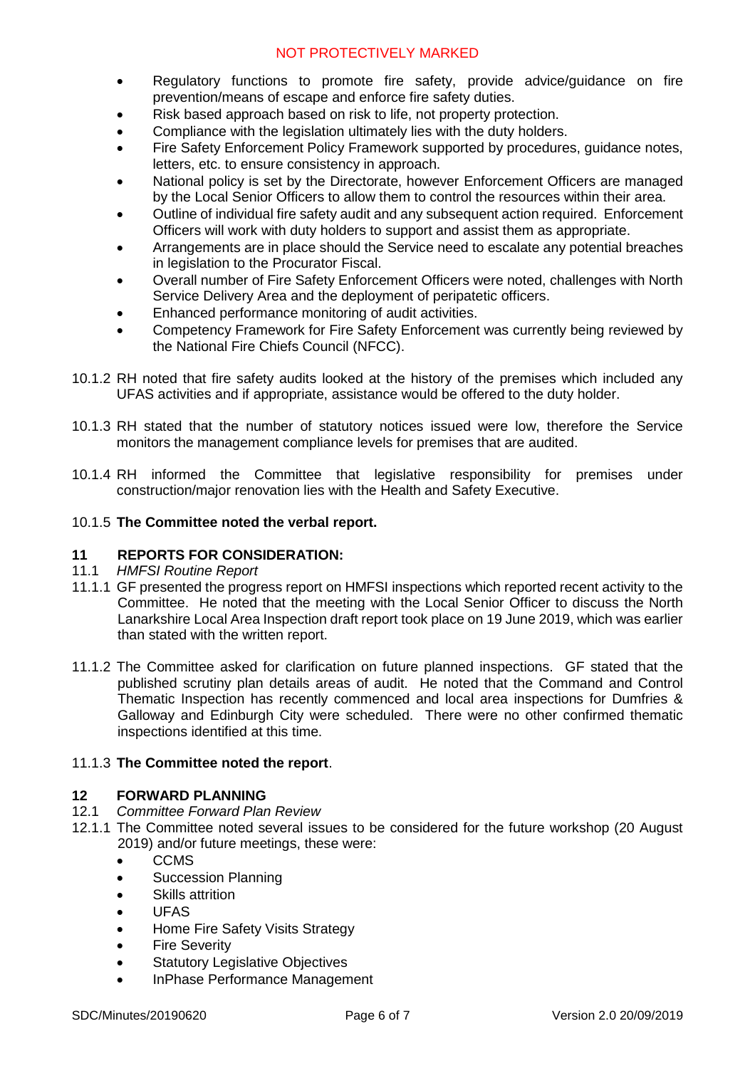- Regulatory functions to promote fire safety, provide advice/guidance on fire prevention/means of escape and enforce fire safety duties.
- Risk based approach based on risk to life, not property protection.
- Compliance with the legislation ultimately lies with the duty holders.
- Fire Safety Enforcement Policy Framework supported by procedures, guidance notes, letters, etc. to ensure consistency in approach.
- National policy is set by the Directorate, however Enforcement Officers are managed by the Local Senior Officers to allow them to control the resources within their area.
- Outline of individual fire safety audit and any subsequent action required. Enforcement Officers will work with duty holders to support and assist them as appropriate.
- Arrangements are in place should the Service need to escalate any potential breaches in legislation to the Procurator Fiscal.
- Overall number of Fire Safety Enforcement Officers were noted, challenges with North Service Delivery Area and the deployment of peripatetic officers.
- Enhanced performance monitoring of audit activities.
- Competency Framework for Fire Safety Enforcement was currently being reviewed by the National Fire Chiefs Council (NFCC).

10.1.2 RH noted that fire safety audits looked at the history of the premises which included any UFAS activities and if appropriate, assistance would be offered to the duty holder.

10.1.3 RH stated that the number of statutory notices issued were low, therefore the Service monitors the management compliance levels for premises that are audited.

10.1.4 RH informed the Committee that legislative responsibility for premises under construction/major renovation lies with the Health and Safety Executive.

10.1.5 **The Committee noted the verbal report.**

## 11 REPORTS FOR CONSIDERATION:

11.1 *HMFSI Routine Report*

11.1.1 GF presented the progress report on HMFSI inspections which reported recent activity to the Committee. He noted that the meeting with the Local Senior Officer to discuss the North Lanarkshire Local Area Inspection draft report took place on 19 June 2019, which was earlier than stated with the written report.

11.1.2 The Committee asked for clarification on future planned inspections. GF stated that the published scrutiny plan details areas of audit. He noted that the Command and Control Thematic Inspection has recently commenced and local area inspections for Dumfries & Galloway and Edinburgh City were scheduled. There were no other confirmed thematic inspections identified at this time.

11.1.3 **The Committee noted the report**.

## 12 FORWARD PLANNING

12.1 *Committee Forward Plan Review*

12.1.1 The Committee noted several issues to be considered for the future workshop (20 August 2019) and/or future meetings, these were:

- CCMS
- Succession Planning
- Skills attrition
- UFAS
- Home Fire Safety Visits Strategy
- Fire Severity
- Statutory Legislative Objectives
- InPhase Performance Management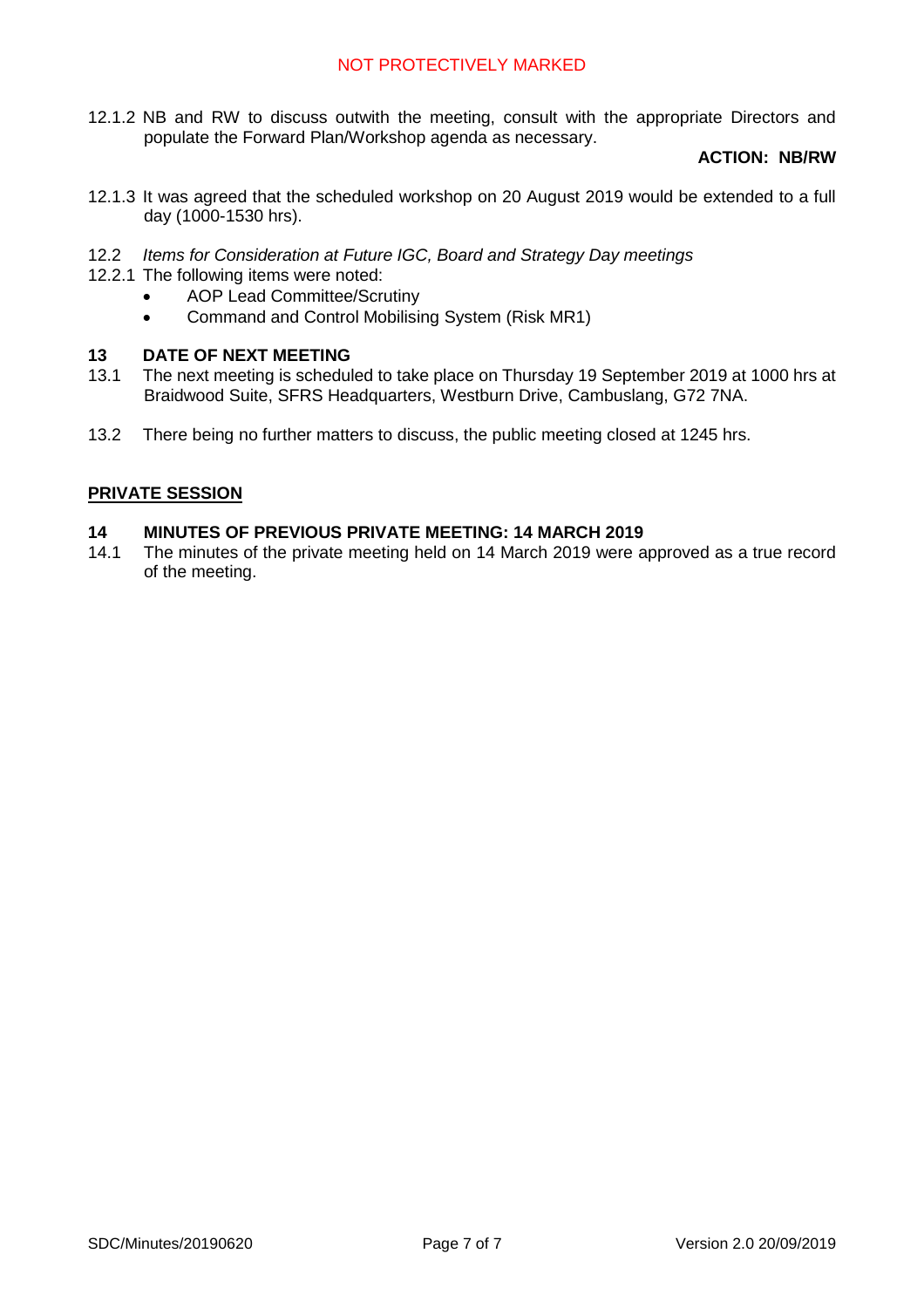12.1.2 NB and RW to discuss outwith the meeting, consult with the appropriate Directors and populate the Forward Plan/Workshop agenda as necessary.

**ACTION: NB/RW**

12.1.3 It was agreed that the scheduled workshop on 20 August 2019 would be extended to a full day (1000-1530 hrs).

12.2 *Items for Consideration at Future IGC, Board and Strategy Day meetings*

12.2.1 The following items were noted:

- AOP Lead Committee/Scrutiny
- Command and Control Mobilising System (Risk MR1)

## 13 DATE OF NEXT MEETING

13.1 The next meeting is scheduled to take place on Thursday 19 September 2019 at 1000 hrs at Braidwood Suite, SFRS Headquarters, Westburn Drive, Cambuslang, G72 7NA.

13.2 There being no further matters to discuss, the public meeting closed at 1245 hrs.

## PRIVATE SESSION

## 14 MINUTES OF PREVIOUS PRIVATE MEETING: 14 MARCH 2019

14.1 The minutes of the private meeting held on 14 March 2019 were approved as a true record of the meeting.